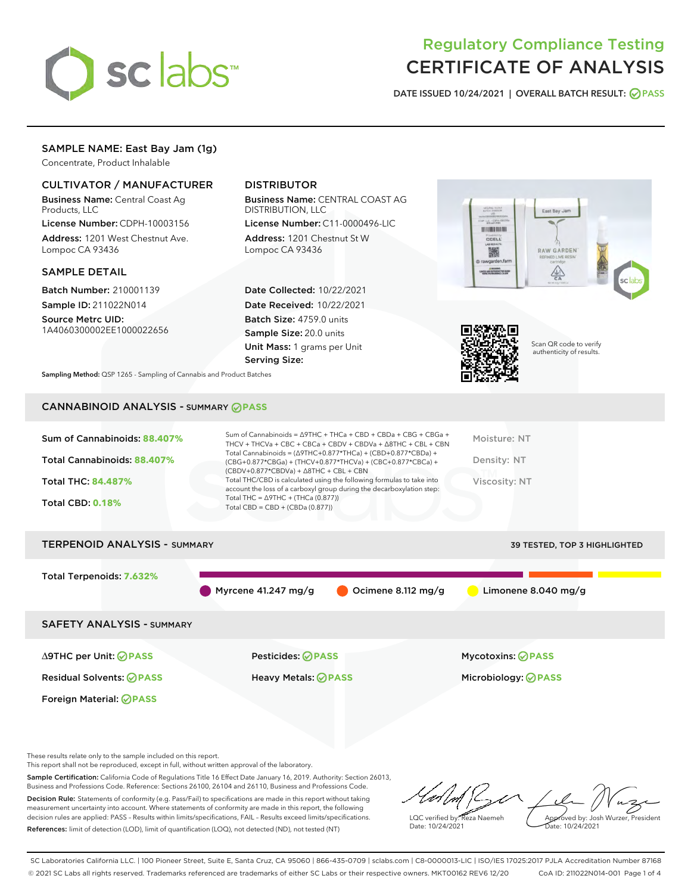# Regulatory Compliance Testing
# CERTIFICATE OF ANALYSIS

DATE ISSUED 10/24/2021 | OVERALL BATCH RESULT: PASS

## SAMPLE NAME: East Bay Jam (1g)

Concentrate, Product Inhalable

### CULTIVATOR / MANUFACTURER

**Business Name:** Central Coast Ag Products, LLC
**License Number:** CDPH-10003156
**Address:** 1201 West Chestnut Ave. Lompoc CA 93436

### DISTRIBUTOR

**Business Name:** CENTRAL COAST AG DISTRIBUTION, LLC
**License Number:** C11-0000496-LIC
**Address:** 1201 Chestnut St W Lompoc CA 93436

### SAMPLE DETAIL

**Batch Number:** 210001139
**Sample ID:** 211022N014
**Source Metrc UID:** 1A4060300002EE1000022656

**Date Collected:** 10/22/2021
**Date Received:** 10/22/2021
**Batch Size:** 4759.0 units
**Sample Size:** 20.0 units
**Unit Mass:** 1 grams per Unit
**Serving Size:**

Scan QR code to verify authenticity of results.

**Sampling Method:** QSP 1265 - Sampling of Cannabis and Product Batches

## CANNABINOID ANALYSIS - SUMMARY PASS

Sum of Cannabinoids: **88.407%**
Total Cannabinoids: **88.407%**
Total THC: **84.487%**
Total CBD: **0.18%**

Sum of Cannabinoids = Δ9THC + THCa + CBD + CBDa + CBG + CBGa + THCV + THCVa + CBC + CBCa + CBDV + CBDVa + Δ8THC + CBL + CBN
Total Cannabinoids = (Δ9THC+0.877*THCa) + (CBD+0.877*CBDa) + (CBG+0.877*CBGa) + (THCV+0.877*THCVa) + (CBC+0.877*CBCa) + (CBDV+0.877*CBDVa) + Δ8THC + CBL + CBN
Total THC/CBD is calculated using the following formulas to take into account the loss of a carboxyl group during the decarboxylation step:
Total THC = Δ9THC + (THCa (0.877))
Total CBD = CBD + (CBDa (0.877))

Moisture: NT
Density: NT
Viscosity: NT

## TERPENOID ANALYSIS - SUMMARY

39 TESTED, TOP 3 HIGHLIGHTED

Total Terpenoids: **7.632%**

Myrcene 41.247 mg/g
Ocimene 8.112 mg/g
Limonene 8.040 mg/g

## SAFETY ANALYSIS - SUMMARY

| | | |
|---|---|---|
| Δ9THC per Unit: PASS | Pesticides: PASS | Mycotoxins: PASS |
| Residual Solvents: PASS | Heavy Metals: PASS | Microbiology: PASS |
| Foreign Material: PASS | | |

These results relate only to the sample included on this report.
This report shall not be reproduced, except in full, without written approval of the laboratory.

**Sample Certification:** California Code of Regulations Title 16 Effect Date January 16, 2019. Authority: Section 26013, Business and Professions Code. Reference: Sections 26100, 26104 and 26110, Business and Professions Code.

**Decision Rule:** Statements of conformity (e.g. Pass/Fail) to specifications are made in this report without taking measurement uncertainty into account. Where statements of conformity are made in this report, the following decision rules are applied: PASS – Results within limits/specifications, FAIL – Results exceed limits/specifications.

**References:** limit of detection (LOD), limit of quantification (LOQ), not detected (ND), not tested (NT)

LQC verified by: Reza Naemeh
Date: 10/24/2021

Approved by: Josh Wurzer, President
Date: 10/24/2021

SC Laboratories California LLC. | 100 Pioneer Street, Suite E, Santa Cruz, CA 95060 | 866-435-0709 | sclabs.com | C8-0000013-LIC | ISO/IES 17025:2017 PJLA Accreditation Number 87168
© 2021 SC Labs all rights reserved. Trademarks referenced are trademarks of either SC Labs or their respective owners. MKT00162 REV6 12/20 CoA ID: 211022N014-001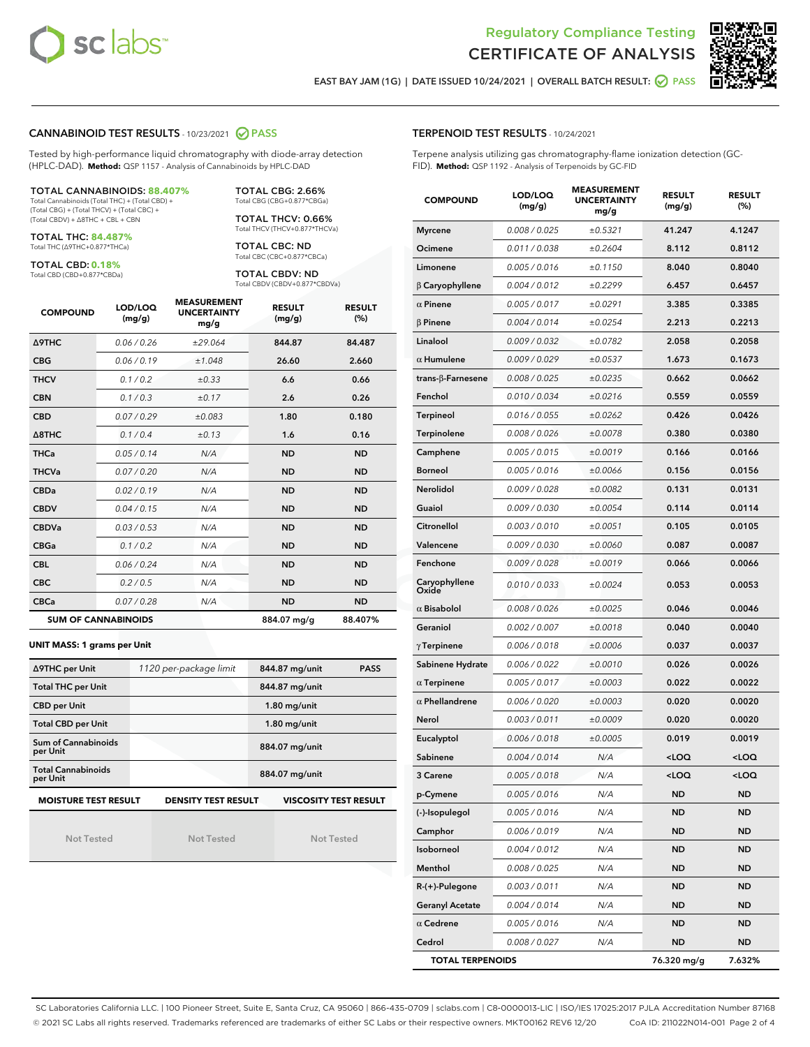Regulatory Compliance Testing
# CERTIFICATE OF ANALYSIS

EAST BAY JAM (1G) | DATE ISSUED 10/24/2021 | OVERALL BATCH RESULT: PASS

## CANNABINOID TEST RESULTS - 10/23/2021 PASS

Tested by high-performance liquid chromatography with diode-array detection (HPLC-DAD). **Method:** QSP 1157 - Analysis of Cannabinoids by HPLC-DAD

**TOTAL CANNABINOIDS: 88.407%**
Total Cannabinoids (Total THC) + (Total CBD) + (Total CBG) + (Total THCV) + (Total CBC) + (Total CBDV) + Δ8THC + CBL + CBN

**TOTAL THC: 84.487%**
Total THC (Δ9THC+0.877*THCa)

**TOTAL CBD: 0.18%**
Total CBD (CBD+0.877*CBDa)

**TOTAL CBG: 2.66%**
Total CBG (CBG+0.877*CBGa)

**TOTAL THCV: 0.66%**
Total THCV (THCV+0.877*THCVa)

**TOTAL CBC: ND**
Total CBC (CBC+0.877*CBCa)

**TOTAL CBDV: ND**
Total CBDV (CBDV+0.877*CBDVa)

| COMPOUND | LOD/LOQ (mg/g) | MEASUREMENT UNCERTAINTY mg/g | RESULT (mg/g) | RESULT (%) |
|---|---|---|---|---|
| Δ9THC | 0.06 / 0.26 | ±29.064 | 844.87 | 84.487 |
| CBG | 0.06 / 0.19 | ±1.048 | 26.60 | 2.660 |
| THCV | 0.1 / 0.2 | ±0.33 | 6.6 | 0.66 |
| CBN | 0.1 / 0.3 | ±0.17 | 2.6 | 0.26 |
| CBD | 0.07 / 0.29 | ±0.083 | 1.80 | 0.180 |
| Δ8THC | 0.1 / 0.4 | ±0.13 | 1.6 | 0.16 |
| THCa | 0.05 / 0.14 | N/A | ND | ND |
| THCVa | 0.07 / 0.20 | N/A | ND | ND |
| CBDa | 0.02 / 0.19 | N/A | ND | ND |
| CBDV | 0.04 / 0.15 | N/A | ND | ND |
| CBDVa | 0.03 / 0.53 | N/A | ND | ND |
| CBGa | 0.1 / 0.2 | N/A | ND | ND |
| CBL | 0.06 / 0.24 | N/A | ND | ND |
| CBC | 0.2 / 0.5 | N/A | ND | ND |
| CBCa | 0.07 / 0.28 | N/A | ND | ND |
| **SUM OF CANNABINOIDS** | | | 884.07 mg/g | 88.407% |

**UNIT MASS: 1 grams per Unit**

| | | | |
|---|---|---|---|
| Δ9THC per Unit | 1120 per-package limit | 844.87 mg/unit | PASS |
| Total THC per Unit | | 844.87 mg/unit | |
| CBD per Unit | | 1.80 mg/unit | |
| Total CBD per Unit | | 1.80 mg/unit | |
| Sum of Cannabinoids per Unit | | 884.07 mg/unit | |
| Total Cannabinoids per Unit | | 884.07 mg/unit | |

| MOISTURE TEST RESULT | DENSITY TEST RESULT | VISCOSITY TEST RESULT |
|---|---|---|
| Not Tested | Not Tested | Not Tested |

## TERPENOID TEST RESULTS - 10/24/2021

Terpene analysis utilizing gas chromatography-flame ionization detection (GC-FID). **Method:** QSP 1192 - Analysis of Terpenoids by GC-FID

| COMPOUND | LOD/LOQ (mg/g) | MEASUREMENT UNCERTAINTY mg/g | RESULT (mg/g) | RESULT (%) |
|---|---|---|---|---|
| Myrcene | 0.008 / 0.025 | ±0.5321 | 41.247 | 4.1247 |
| Ocimene | 0.011 / 0.038 | ±0.2604 | 8.112 | 0.8112 |
| Limonene | 0.005 / 0.016 | ±0.1150 | 8.040 | 0.8040 |
| β Caryophyllene | 0.004 / 0.012 | ±0.2299 | 6.457 | 0.6457 |
| α Pinene | 0.005 / 0.017 | ±0.0291 | 3.385 | 0.3385 |
| β Pinene | 0.004 / 0.014 | ±0.0254 | 2.213 | 0.2213 |
| Linalool | 0.009 / 0.032 | ±0.0782 | 2.058 | 0.2058 |
| α Humulene | 0.009 / 0.029 | ±0.0537 | 1.673 | 0.1673 |
| trans-β-Farnesene | 0.008 / 0.025 | ±0.0235 | 0.662 | 0.0662 |
| Fenchol | 0.010 / 0.034 | ±0.0216 | 0.559 | 0.0559 |
| Terpineol | 0.016 / 0.055 | ±0.0262 | 0.426 | 0.0426 |
| Terpinolene | 0.008 / 0.026 | ±0.0078 | 0.380 | 0.0380 |
| Camphene | 0.005 / 0.015 | ±0.0019 | 0.166 | 0.0166 |
| Borneol | 0.005 / 0.016 | ±0.0066 | 0.156 | 0.0156 |
| Nerolidol | 0.009 / 0.028 | ±0.0082 | 0.131 | 0.0131 |
| Guaiol | 0.009 / 0.030 | ±0.0054 | 0.114 | 0.0114 |
| Citronellol | 0.003 / 0.010 | ±0.0051 | 0.105 | 0.0105 |
| Valencene | 0.009 / 0.030 | ±0.0060 | 0.087 | 0.0087 |
| Fenchone | 0.009 / 0.028 | ±0.0019 | 0.066 | 0.0066 |
| Caryophyllene Oxide | 0.010 / 0.033 | ±0.0024 | 0.053 | 0.0053 |
| α Bisabolol | 0.008 / 0.026 | ±0.0025 | 0.046 | 0.0046 |
| Geraniol | 0.002 / 0.007 | ±0.0018 | 0.040 | 0.0040 |
| γ Terpinene | 0.006 / 0.018 | ±0.0006 | 0.037 | 0.0037 |
| Sabinene Hydrate | 0.006 / 0.022 | ±0.0010 | 0.026 | 0.0026 |
| α Terpinene | 0.005 / 0.017 | ±0.0003 | 0.022 | 0.0022 |
| α Phellandrene | 0.006 / 0.020 | ±0.0003 | 0.020 | 0.0020 |
| Nerol | 0.003 / 0.011 | ±0.0009 | 0.020 | 0.0020 |
| Eucalyptol | 0.006 / 0.018 | ±0.0005 | 0.019 | 0.0019 |
| Sabinene | 0.004 / 0.014 | N/A | <LOQ | <LOQ |
| 3 Carene | 0.005 / 0.018 | N/A | <LOQ | <LOQ |
| p-Cymene | 0.005 / 0.016 | N/A | ND | ND |
| (-)-Isopulegol | 0.005 / 0.016 | N/A | ND | ND |
| Camphor | 0.006 / 0.019 | N/A | ND | ND |
| Isoborneol | 0.004 / 0.012 | N/A | ND | ND |
| Menthol | 0.008 / 0.025 | N/A | ND | ND |
| R-(+)-Pulegone | 0.003 / 0.011 | N/A | ND | ND |
| Geranyl Acetate | 0.004 / 0.014 | N/A | ND | ND |
| α Cedrene | 0.005 / 0.016 | N/A | ND | ND |
| Cedrol | 0.008 / 0.027 | N/A | ND | ND |
| **TOTAL TERPENOIDS** | | | 76.320 mg/g | 7.632% |

SC Laboratories California LLC. | 100 Pioneer Street, Suite E, Santa Cruz, CA 95060 | 866-435-0709 | sclabs.com | C8-0000013-LIC | ISO/IES 17025:2017 PJLA Accreditation Number 87168
© 2021 SC Labs all rights reserved. Trademarks referenced are trademarks of either SC Labs or their respective owners. MKT00162 REV6 12/20 CoA ID: 211022N014-001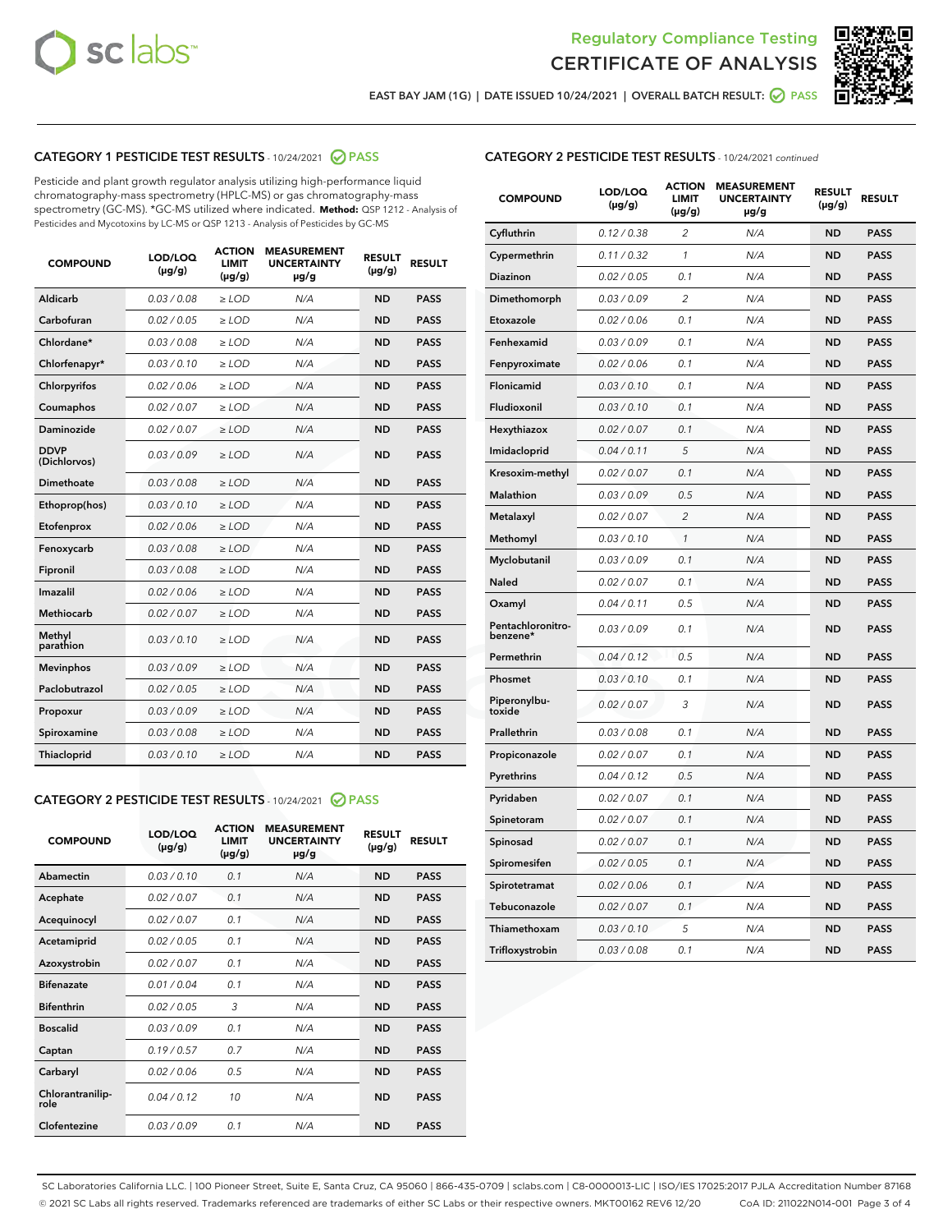Regulatory Compliance Testing

CERTIFICATE OF ANALYSIS

EAST BAY JAM (1G) | DATE ISSUED 10/24/2021 | OVERALL BATCH RESULT: PASS

## CATEGORY 1 PESTICIDE TEST RESULTS - 10/24/2021 PASS

Pesticide and plant growth regulator analysis utilizing high-performance liquid chromatography-mass spectrometry (HPLC-MS) or gas chromatography-mass spectrometry (GC-MS). *GC-MS utilized where indicated. **Method:** QSP 1212 - Analysis of Pesticides and Mycotoxins by LC-MS or QSP 1213 - Analysis of Pesticides by GC-MS

| COMPOUND | LOD/LOQ (µg/g) | ACTION LIMIT (µg/g) | MEASUREMENT UNCERTAINTY µg/g | RESULT (µg/g) | RESULT |
|---|---|---|---|---|---|
| Aldicarb | 0.03 / 0.08 | ≥ LOD | N/A | ND | PASS |
| Carbofuran | 0.02 / 0.05 | ≥ LOD | N/A | ND | PASS |
| Chlordane* | 0.03 / 0.08 | ≥ LOD | N/A | ND | PASS |
| Chlorfenapyr* | 0.03 / 0.10 | ≥ LOD | N/A | ND | PASS |
| Chlorpyrifos | 0.02 / 0.06 | ≥ LOD | N/A | ND | PASS |
| Coumaphos | 0.02 / 0.07 | ≥ LOD | N/A | ND | PASS |
| Daminozide | 0.02 / 0.07 | ≥ LOD | N/A | ND | PASS |
| DDVP (Dichlorvos) | 0.03 / 0.09 | ≥ LOD | N/A | ND | PASS |
| Dimethoate | 0.03 / 0.08 | ≥ LOD | N/A | ND | PASS |
| Ethoprop(hos) | 0.03 / 0.10 | ≥ LOD | N/A | ND | PASS |
| Etofenprox | 0.02 / 0.06 | ≥ LOD | N/A | ND | PASS |
| Fenoxycarb | 0.03 / 0.08 | ≥ LOD | N/A | ND | PASS |
| Fipronil | 0.03 / 0.08 | ≥ LOD | N/A | ND | PASS |
| Imazalil | 0.02 / 0.06 | ≥ LOD | N/A | ND | PASS |
| Methiocarb | 0.02 / 0.07 | ≥ LOD | N/A | ND | PASS |
| Methyl parathion | 0.03 / 0.10 | ≥ LOD | N/A | ND | PASS |
| Mevinphos | 0.03 / 0.09 | ≥ LOD | N/A | ND | PASS |
| Paclobutrazol | 0.02 / 0.05 | ≥ LOD | N/A | ND | PASS |
| Propoxur | 0.03 / 0.09 | ≥ LOD | N/A | ND | PASS |
| Spiroxamine | 0.03 / 0.08 | ≥ LOD | N/A | ND | PASS |
| Thiacloprid | 0.03 / 0.10 | ≥ LOD | N/A | ND | PASS |

## CATEGORY 2 PESTICIDE TEST RESULTS - 10/24/2021 PASS

| COMPOUND | LOD/LOQ (µg/g) | ACTION LIMIT (µg/g) | MEASUREMENT UNCERTAINTY µg/g | RESULT (µg/g) | RESULT |
|---|---|---|---|---|---|
| Abamectin | 0.03 / 0.10 | 0.1 | N/A | ND | PASS |
| Acephate | 0.02 / 0.07 | 0.1 | N/A | ND | PASS |
| Acequinocyl | 0.02 / 0.07 | 0.1 | N/A | ND | PASS |
| Acetamiprid | 0.02 / 0.05 | 0.1 | N/A | ND | PASS |
| Azoxystrobin | 0.02 / 0.07 | 0.1 | N/A | ND | PASS |
| Bifenazate | 0.01 / 0.04 | 0.1 | N/A | ND | PASS |
| Bifenthrin | 0.02 / 0.05 | 3 | N/A | ND | PASS |
| Boscalid | 0.03 / 0.09 | 0.1 | N/A | ND | PASS |
| Captan | 0.19 / 0.57 | 0.7 | N/A | ND | PASS |
| Carbaryl | 0.02 / 0.06 | 0.5 | N/A | ND | PASS |
| Chlorantraniliprole | 0.04 / 0.12 | 10 | N/A | ND | PASS |
| Clofentezine | 0.03 / 0.09 | 0.1 | N/A | ND | PASS |
| Cyfluthrin | 0.12 / 0.38 | 2 | N/A | ND | PASS |
| Cypermethrin | 0.11 / 0.32 | 1 | N/A | ND | PASS |
| Diazinon | 0.02 / 0.05 | 0.1 | N/A | ND | PASS |
| Dimethomorph | 0.03 / 0.09 | 2 | N/A | ND | PASS |
| Etoxazole | 0.02 / 0.06 | 0.1 | N/A | ND | PASS |
| Fenhexamid | 0.03 / 0.09 | 0.1 | N/A | ND | PASS |
| Fenpyroximate | 0.02 / 0.06 | 0.1 | N/A | ND | PASS |
| Flonicamid | 0.03 / 0.10 | 0.1 | N/A | ND | PASS |
| Fludioxonil | 0.03 / 0.10 | 0.1 | N/A | ND | PASS |
| Hexythiazox | 0.02 / 0.07 | 0.1 | N/A | ND | PASS |
| Imidacloprid | 0.04 / 0.11 | 5 | N/A | ND | PASS |
| Kresoxim-methyl | 0.02 / 0.07 | 0.1 | N/A | ND | PASS |
| Malathion | 0.03 / 0.09 | 0.5 | N/A | ND | PASS |
| Metalaxyl | 0.02 / 0.07 | 2 | N/A | ND | PASS |
| Methomyl | 0.03 / 0.10 | 1 | N/A | ND | PASS |
| Myclobutanil | 0.03 / 0.09 | 0.1 | N/A | ND | PASS |
| Naled | 0.02 / 0.07 | 0.1 | N/A | ND | PASS |
| Oxamyl | 0.04 / 0.11 | 0.5 | N/A | ND | PASS |
| Pentachloronitrobenzene* | 0.03 / 0.09 | 0.1 | N/A | ND | PASS |
| Permethrin | 0.04 / 0.12 | 0.5 | N/A | ND | PASS |
| Phosmet | 0.03 / 0.10 | 0.1 | N/A | ND | PASS |
| Piperonylbutoxide | 0.02 / 0.07 | 3 | N/A | ND | PASS |
| Prallethrin | 0.03 / 0.08 | 0.1 | N/A | ND | PASS |
| Propiconazole | 0.02 / 0.07 | 0.1 | N/A | ND | PASS |
| Pyrethrins | 0.04 / 0.12 | 0.5 | N/A | ND | PASS |
| Pyridaben | 0.02 / 0.07 | 0.1 | N/A | ND | PASS |
| Spinetoram | 0.02 / 0.07 | 0.1 | N/A | ND | PASS |
| Spinosad | 0.02 / 0.07 | 0.1 | N/A | ND | PASS |
| Spiromesifen | 0.02 / 0.05 | 0.1 | N/A | ND | PASS |
| Spirotetramat | 0.02 / 0.06 | 0.1 | N/A | ND | PASS |
| Tebuconazole | 0.02 / 0.07 | 0.1 | N/A | ND | PASS |
| Thiamethoxam | 0.03 / 0.10 | 5 | N/A | ND | PASS |
| Trifloxystrobin | 0.03 / 0.08 | 0.1 | N/A | ND | PASS |

SC Laboratories California LLC. | 100 Pioneer Street, Suite E, Santa Cruz, CA 95060 | 866-435-0709 | sclabs.com | C8-0000013-LIC | ISO/IES 17025:2017 PJLA Accreditation Number 87168
© 2021 SC Labs all rights reserved. Trademarks referenced are trademarks of either SC Labs or their respective owners. MKT00162 REV6 12/20 CoA ID: 211022N014-001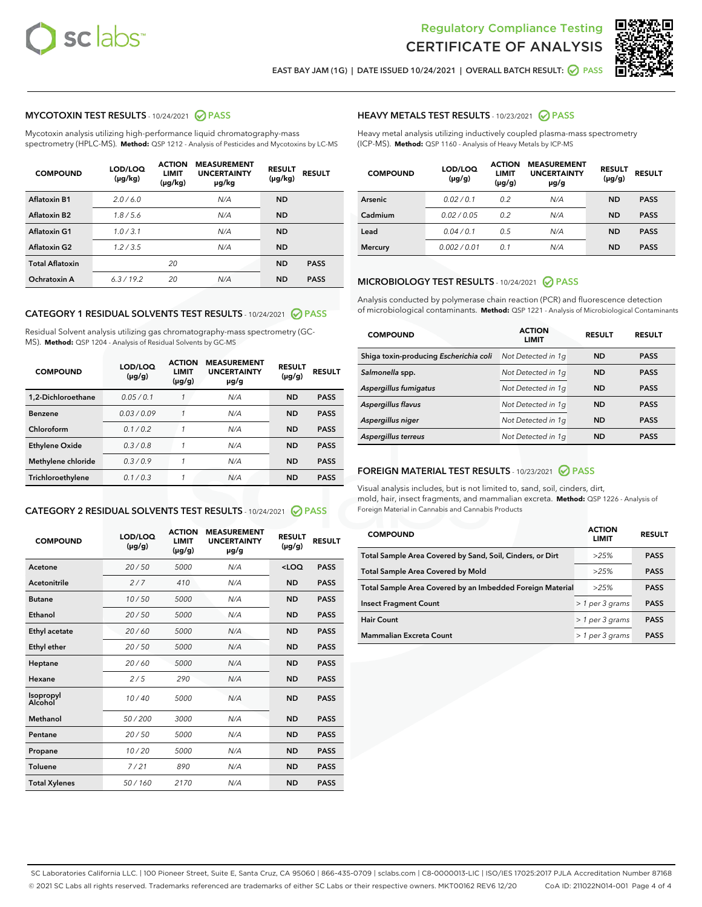# Regulatory Compliance Testing
# CERTIFICATE OF ANALYSIS

EAST BAY JAM (1G) | DATE ISSUED 10/24/2021 | OVERALL BATCH RESULT: PASS

## MYCOTOXIN TEST RESULTS - 10/24/2021 PASS

Mycotoxin analysis utilizing high-performance liquid chromatography-mass spectrometry (HPLC-MS). **Method:** QSP 1212 - Analysis of Pesticides and Mycotoxins by LC-MS

| COMPOUND | LOD/LOQ (µg/kg) | ACTION LIMIT (µg/kg) | MEASUREMENT UNCERTAINTY µg/kg | RESULT (µg/kg) | RESULT |
|---|---|---|---|---|---|
| Aflatoxin B1 | 2.0 / 6.0 | | N/A | ND | |
| Aflatoxin B2 | 1.8 / 5.6 | | N/A | ND | |
| Aflatoxin G1 | 1.0 / 3.1 | | N/A | ND | |
| Aflatoxin G2 | 1.2 / 3.5 | | N/A | ND | |
| Total Aflatoxin | | 20 | | ND | PASS |
| Ochratoxin A | 6.3 / 19.2 | 20 | N/A | ND | PASS |

## CATEGORY 1 RESIDUAL SOLVENTS TEST RESULTS - 10/24/2021 PASS

Residual Solvent analysis utilizing gas chromatography-mass spectrometry (GC-MS). **Method:** QSP 1204 - Analysis of Residual Solvents by GC-MS

| COMPOUND | LOD/LOQ (µg/g) | ACTION LIMIT (µg/g) | MEASUREMENT UNCERTAINTY µg/g | RESULT (µg/g) | RESULT |
|---|---|---|---|---|---|
| 1,2-Dichloroethane | 0.05 / 0.1 | 1 | N/A | ND | PASS |
| Benzene | 0.03 / 0.09 | 1 | N/A | ND | PASS |
| Chloroform | 0.1 / 0.2 | 1 | N/A | ND | PASS |
| Ethylene Oxide | 0.3 / 0.8 | 1 | N/A | ND | PASS |
| Methylene chloride | 0.3 / 0.9 | 1 | N/A | ND | PASS |
| Trichloroethylene | 0.1 / 0.3 | 1 | N/A | ND | PASS |

## CATEGORY 2 RESIDUAL SOLVENTS TEST RESULTS - 10/24/2021 PASS

| COMPOUND | LOD/LOQ (µg/g) | ACTION LIMIT (µg/g) | MEASUREMENT UNCERTAINTY µg/g | RESULT (µg/g) | RESULT |
|---|---|---|---|---|---|
| Acetone | 20 / 50 | 5000 | N/A | <LOQ | PASS |
| Acetonitrile | 2 / 7 | 410 | N/A | ND | PASS |
| Butane | 10 / 50 | 5000 | N/A | ND | PASS |
| Ethanol | 20 / 50 | 5000 | N/A | ND | PASS |
| Ethyl acetate | 20 / 60 | 5000 | N/A | ND | PASS |
| Ethyl ether | 20 / 50 | 5000 | N/A | ND | PASS |
| Heptane | 20 / 60 | 5000 | N/A | ND | PASS |
| Hexane | 2 / 5 | 290 | N/A | ND | PASS |
| Isopropyl Alcohol | 10 / 40 | 5000 | N/A | ND | PASS |
| Methanol | 50 / 200 | 3000 | N/A | ND | PASS |
| Pentane | 20 / 50 | 5000 | N/A | ND | PASS |
| Propane | 10 / 20 | 5000 | N/A | ND | PASS |
| Toluene | 7 / 21 | 890 | N/A | ND | PASS |
| Total Xylenes | 50 / 160 | 2170 | N/A | ND | PASS |

## HEAVY METALS TEST RESULTS - 10/23/2021 PASS

Heavy metal analysis utilizing inductively coupled plasma-mass spectrometry (ICP-MS). **Method:** QSP 1160 - Analysis of Heavy Metals by ICP-MS

| COMPOUND | LOD/LOQ (µg/g) | ACTION LIMIT (µg/g) | MEASUREMENT UNCERTAINTY µg/g | RESULT (µg/g) | RESULT |
|---|---|---|---|---|---|
| Arsenic | 0.02 / 0.1 | 0.2 | N/A | ND | PASS |
| Cadmium | 0.02 / 0.05 | 0.2 | N/A | ND | PASS |
| Lead | 0.04 / 0.1 | 0.5 | N/A | ND | PASS |
| Mercury | 0.002 / 0.01 | 0.1 | N/A | ND | PASS |

## MICROBIOLOGY TEST RESULTS - 10/24/2021 PASS

Analysis conducted by polymerase chain reaction (PCR) and fluorescence detection of microbiological contaminants. **Method:** QSP 1221 - Analysis of Microbiological Contaminants

| COMPOUND | ACTION LIMIT | RESULT | RESULT |
|---|---|---|---|
| Shiga toxin-producing *Escherichia coli* | Not Detected in 1g | ND | PASS |
| *Salmonella* spp. | Not Detected in 1g | ND | PASS |
| *Aspergillus fumigatus* | Not Detected in 1g | ND | PASS |
| *Aspergillus flavus* | Not Detected in 1g | ND | PASS |
| *Aspergillus niger* | Not Detected in 1g | ND | PASS |
| *Aspergillus terreus* | Not Detected in 1g | ND | PASS |

## FOREIGN MATERIAL TEST RESULTS - 10/23/2021 PASS

Visual analysis includes, but is not limited to, sand, soil, cinders, dirt, mold, hair, insect fragments, and mammalian excreta. **Method:** QSP 1226 - Analysis of Foreign Material in Cannabis and Cannabis Products

| COMPOUND | ACTION LIMIT | RESULT |
|---|---|---|
| Total Sample Area Covered by Sand, Soil, Cinders, or Dirt | >25% | PASS |
| Total Sample Area Covered by Mold | >25% | PASS |
| Total Sample Area Covered by an Imbedded Foreign Material | >25% | PASS |
| Insect Fragment Count | > 1 per 3 grams | PASS |
| Hair Count | > 1 per 3 grams | PASS |
| Mammalian Excreta Count | > 1 per 3 grams | PASS |

SC Laboratories California LLC. | 100 Pioneer Street, Suite E, Santa Cruz, CA 95060 | 866-435-0709 | sclabs.com | C8-0000013-LIC | ISO/IES 17025:2017 PJLA Accreditation Number 87168
© 2021 SC Labs all rights reserved. Trademarks referenced are trademarks of either SC Labs or their respective owners. MKT00162 REV6 12/20 CoA ID: 211022N014-001